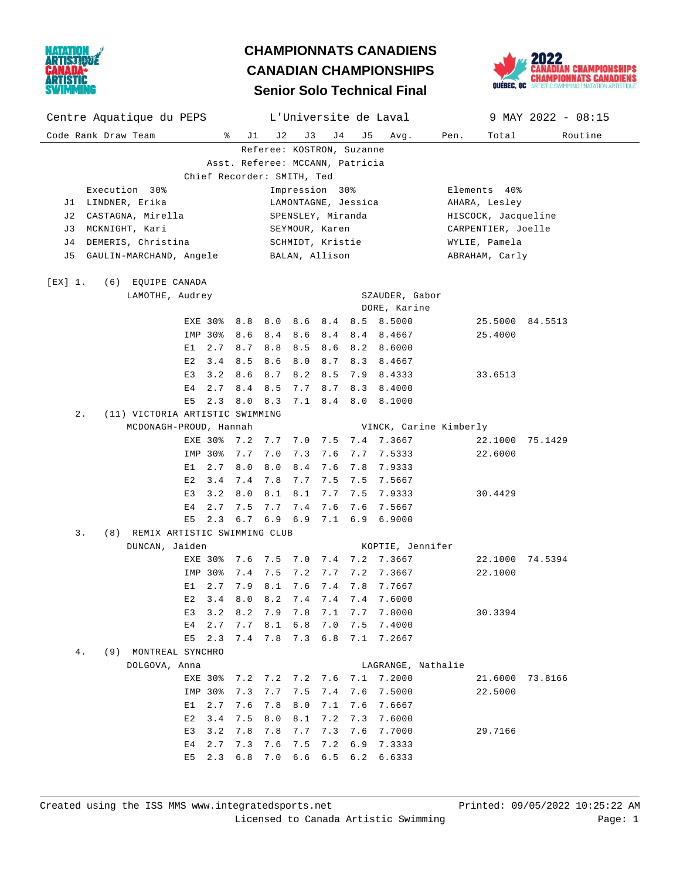# CHAMPIONNATS CANADIENS
# CANADIAN CHAMPIONSHIPS
## Senior Solo Technical Final

Centre Aquatique du PEPS — L'Universite de Laval — 9 MAY 2022 - 08:15

Referee: KOSTRON, Suzanne
Asst. Referee: MCCANN, Patricia
Chief Recorder: SMITH, Ted

| | Execution 30% | Impression 30% | Elements 40% |
|---|---|---|---|
| J1 | LINDNER, Erika | LAMONTAGNE, Jessica | AHARA, Lesley |
| J2 | CASTAGNA, Mirella | SPENSLEY, Miranda | HISCOCK, Jacqueline |
| J3 | MCKNIGHT, Kari | SEYMOUR, Karen | CARPENTIER, Joelle |
| J4 | DEMERIS, Christina | SCHMIDT, Kristie | WYLIE, Pamela |
| J5 | GAULIN-MARCHAND, Angele | BALAN, Allison | ABRAHAM, Carly |

| Code | Rank | Draw | Team | | % | J1 | J2 | J3 | J4 | J5 | Avg. | Pen. | Total | Routine |
|---|---|---|---|---|---|---|---|---|---|---|---|---|---|---|
| [EX] | 1. | (6) | EQUIPE CANADA | | | | | | | | | | | |
| | | | LAMOTHE, Audrey | SZAUDER, Gabor / DORE, Karine | | | | | | | | | | |
| | | | | EXE | 30% | 8.8 | 8.0 | 8.6 | 8.4 | 8.5 | 8.5000 | | 25.5000 | 84.5513 |
| | | | | IMP | 30% | 8.6 | 8.4 | 8.6 | 8.4 | 8.4 | 8.4667 | | 25.4000 | |
| | | | | E1 | 2.7 | 8.7 | 8.8 | 8.5 | 8.6 | 8.2 | 8.6000 | | | |
| | | | | E2 | 3.4 | 8.5 | 8.6 | 8.0 | 8.7 | 8.3 | 8.4667 | | | |
| | | | | E3 | 3.2 | 8.6 | 8.7 | 8.2 | 8.5 | 7.9 | 8.4333 | | 33.6513 | |
| | | | | E4 | 2.7 | 8.4 | 8.5 | 7.7 | 8.7 | 8.3 | 8.4000 | | | |
| | | | | E5 | 2.3 | 8.0 | 8.3 | 7.1 | 8.4 | 8.0 | 8.1000 | | | |
| | 2. | (11) | VICTORIA ARTISTIC SWIMMING | | | | | | | | | | | |
| | | | MCDONAGH-PROUD, Hannah | VINCK, Carine Kimberly | | | | | | | | | | |
| | | | | EXE | 30% | 7.2 | 7.7 | 7.0 | 7.5 | 7.4 | 7.3667 | | 22.1000 | 75.1429 |
| | | | | IMP | 30% | 7.7 | 7.0 | 7.3 | 7.6 | 7.7 | 7.5333 | | 22.6000 | |
| | | | | E1 | 2.7 | 8.0 | 8.0 | 8.4 | 7.6 | 7.8 | 7.9333 | | | |
| | | | | E2 | 3.4 | 7.4 | 7.8 | 7.7 | 7.5 | 7.5 | 7.5667 | | | |
| | | | | E3 | 3.2 | 8.0 | 8.1 | 8.1 | 7.7 | 7.5 | 7.9333 | | 30.4429 | |
| | | | | E4 | 2.7 | 7.5 | 7.7 | 7.4 | 7.6 | 7.6 | 7.5667 | | | |
| | | | | E5 | 2.3 | 6.7 | 6.9 | 6.9 | 7.1 | 6.9 | 6.9000 | | | |
| | 3. | (8) | REMIX ARTISTIC SWIMMING CLUB | | | | | | | | | | | |
| | | | DUNCAN, Jaiden | KOPTIE, Jennifer | | | | | | | | | | |
| | | | | EXE | 30% | 7.6 | 7.5 | 7.0 | 7.4 | 7.2 | 7.3667 | | 22.1000 | 74.5394 |
| | | | | IMP | 30% | 7.4 | 7.5 | 7.2 | 7.7 | 7.2 | 7.3667 | | 22.1000 | |
| | | | | E1 | 2.7 | 7.9 | 8.1 | 7.6 | 7.4 | 7.8 | 7.7667 | | | |
| | | | | E2 | 3.4 | 8.0 | 8.2 | 7.4 | 7.4 | 7.4 | 7.6000 | | | |
| | | | | E3 | 3.2 | 8.2 | 7.9 | 7.8 | 7.1 | 7.7 | 7.8000 | | 30.3394 | |
| | | | | E4 | 2.7 | 7.7 | 8.1 | 6.8 | 7.0 | 7.5 | 7.4000 | | | |
| | | | | E5 | 2.3 | 7.4 | 7.8 | 7.3 | 6.8 | 7.1 | 7.2667 | | | |
| | 4. | (9) | MONTREAL SYNCHRO | | | | | | | | | | | |
| | | | DOLGOVA, Anna | LAGRANGE, Nathalie | | | | | | | | | | |
| | | | | EXE | 30% | 7.2 | 7.2 | 7.2 | 7.6 | 7.1 | 7.2000 | | 21.6000 | 73.8166 |
| | | | | IMP | 30% | 7.3 | 7.7 | 7.5 | 7.4 | 7.6 | 7.5000 | | 22.5000 | |
| | | | | E1 | 2.7 | 7.6 | 7.8 | 8.0 | 7.1 | 7.6 | 7.6667 | | | |
| | | | | E2 | 3.4 | 7.5 | 8.0 | 8.1 | 7.2 | 7.3 | 7.6000 | | | |
| | | | | E3 | 3.2 | 7.8 | 7.8 | 7.7 | 7.3 | 7.6 | 7.7000 | | 29.7166 | |
| | | | | E4 | 2.7 | 7.3 | 7.6 | 7.5 | 7.2 | 6.9 | 7.3333 | | | |
| | | | | E5 | 2.3 | 6.8 | 7.0 | 6.6 | 6.5 | 6.2 | 6.6333 | | | |

Created using the ISS MMS www.integratedsports.net — Printed: 09/05/2022 10:25:22 AM
Licensed to Canada Artistic Swimming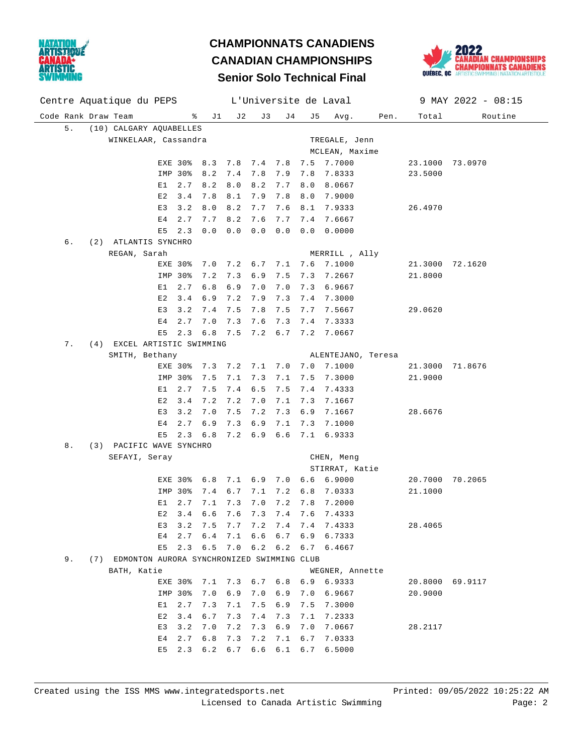# CHAMPIONNATS CANADIENS
# CANADIAN CHAMPIONSHIPS
## Senior Solo Technical Final

Centre Aquatique du PEPS — L'Universite de Laval — 9 MAY 2022 - 08:15

| Code | Rank | Draw | Team | % | J1 | J2 | J3 | J4 | J5 | Avg. | Pen. | Total | Routine |
|---|---|---|---|---|---|---|---|---|---|---|---|---|---|
| | 5. | (10) | CALGARY AQUABELLES | | | | | | | | | | |
| | | | WINKELAAR, Cassandra | | | | | | | TREGALE, Jenn | | | |
| | | | | | | | | | | MCLEAN, Maxime | | | |
| EXE | | | | 30% | 8.3 | 7.8 | 7.4 | 7.8 | 7.5 | 7.7000 | | 23.1000 | 73.0970 |
| IMP | | | | 30% | 8.2 | 7.4 | 7.8 | 7.9 | 7.8 | 7.8333 | | 23.5000 | |
| E1 | | | | 2.7 | 8.2 | 8.0 | 8.2 | 7.7 | 8.0 | 8.0667 | | | |
| E2 | | | | 3.4 | 7.8 | 8.1 | 7.9 | 7.8 | 8.0 | 7.9000 | | | |
| E3 | | | | 3.2 | 8.0 | 8.2 | 7.7 | 7.6 | 8.1 | 7.9333 | | 26.4970 | |
| E4 | | | | 2.7 | 7.7 | 8.2 | 7.6 | 7.7 | 7.4 | 7.6667 | | | |
| E5 | | | | 2.3 | 0.0 | 0.0 | 0.0 | 0.0 | 0.0 | 0.0000 | | | |
| | 6. | (2) | ATLANTIS SYNCHRO | | | | | | | | | | |
| | | | REGAN, Sarah | | | | | | | MERRILL , Ally | | | |
| EXE | | | | 30% | 7.0 | 7.2 | 6.7 | 7.1 | 7.6 | 7.1000 | | 21.3000 | 72.1620 |
| IMP | | | | 30% | 7.2 | 7.3 | 6.9 | 7.5 | 7.3 | 7.2667 | | 21.8000 | |
| E1 | | | | 2.7 | 6.8 | 6.9 | 7.0 | 7.0 | 7.3 | 6.9667 | | | |
| E2 | | | | 3.4 | 6.9 | 7.2 | 7.9 | 7.3 | 7.4 | 7.3000 | | | |
| E3 | | | | 3.2 | 7.4 | 7.5 | 7.8 | 7.5 | 7.7 | 7.5667 | | 29.0620 | |
| E4 | | | | 2.7 | 7.0 | 7.3 | 7.6 | 7.3 | 7.4 | 7.3333 | | | |
| E5 | | | | 2.3 | 6.8 | 7.5 | 7.2 | 6.7 | 7.2 | 7.0667 | | | |
| | 7. | (4) | EXCEL ARTISTIC SWIMMING | | | | | | | | | | |
| | | | SMITH, Bethany | | | | | | | ALENTEJANO, Teresa | | | |
| EXE | | | | 30% | 7.3 | 7.2 | 7.1 | 7.0 | 7.0 | 7.1000 | | 21.3000 | 71.8676 |
| IMP | | | | 30% | 7.5 | 7.1 | 7.3 | 7.1 | 7.5 | 7.3000 | | 21.9000 | |
| E1 | | | | 2.7 | 7.5 | 7.4 | 6.5 | 7.5 | 7.4 | 7.4333 | | | |
| E2 | | | | 3.4 | 7.2 | 7.2 | 7.0 | 7.1 | 7.3 | 7.1667 | | | |
| E3 | | | | 3.2 | 7.0 | 7.5 | 7.2 | 7.3 | 6.9 | 7.1667 | | 28.6676 | |
| E4 | | | | 2.7 | 6.9 | 7.3 | 6.9 | 7.1 | 7.3 | 7.1000 | | | |
| E5 | | | | 2.3 | 6.8 | 7.2 | 6.9 | 6.6 | 7.1 | 6.9333 | | | |
| | 8. | (3) | PACIFIC WAVE SYNCHRO | | | | | | | | | | |
| | | | SEFAYI, Seray | | | | | | | CHEN, Meng | | | |
| | | | | | | | | | | STIRRAT, Katie | | | |
| EXE | | | | 30% | 6.8 | 7.1 | 6.9 | 7.0 | 6.6 | 6.9000 | | 20.7000 | 70.2065 |
| IMP | | | | 30% | 7.4 | 6.7 | 7.1 | 7.2 | 6.8 | 7.0333 | | 21.1000 | |
| E1 | | | | 2.7 | 7.1 | 7.3 | 7.0 | 7.2 | 7.8 | 7.2000 | | | |
| E2 | | | | 3.4 | 6.6 | 7.6 | 7.3 | 7.4 | 7.6 | 7.4333 | | | |
| E3 | | | | 3.2 | 7.5 | 7.7 | 7.2 | 7.4 | 7.4 | 7.4333 | | 28.4065 | |
| E4 | | | | 2.7 | 6.4 | 7.1 | 6.6 | 6.7 | 6.9 | 6.7333 | | | |
| E5 | | | | 2.3 | 6.5 | 7.0 | 6.2 | 6.2 | 6.7 | 6.4667 | | | |
| | 9. | (7) | EDMONTON AURORA SYNCHRONIZED SWIMMING CLUB | | | | | | | | | | |
| | | | BATH, Katie | | | | | | | WEGNER, Annette | | | |
| EXE | | | | 30% | 7.1 | 7.3 | 6.7 | 6.8 | 6.9 | 6.9333 | | 20.8000 | 69.9117 |
| IMP | | | | 30% | 7.0 | 6.9 | 7.0 | 6.9 | 7.0 | 6.9667 | | 20.9000 | |
| E1 | | | | 2.7 | 7.3 | 7.1 | 7.5 | 6.9 | 7.5 | 7.3000 | | | |
| E2 | | | | 3.4 | 6.7 | 7.3 | 7.4 | 7.3 | 7.1 | 7.2333 | | | |
| E3 | | | | 3.2 | 7.0 | 7.2 | 7.3 | 6.9 | 7.0 | 7.0667 | | 28.2117 | |
| E4 | | | | 2.7 | 6.8 | 7.3 | 7.2 | 7.1 | 6.7 | 7.0333 | | | |
| E5 | | | | 2.3 | 6.2 | 6.7 | 6.6 | 6.1 | 6.7 | 6.5000 | | | |

Created using the ISS MMS www.integratedsports.net — Printed: 09/05/2022 10:25:22 AM
Licensed to Canada Artistic Swimming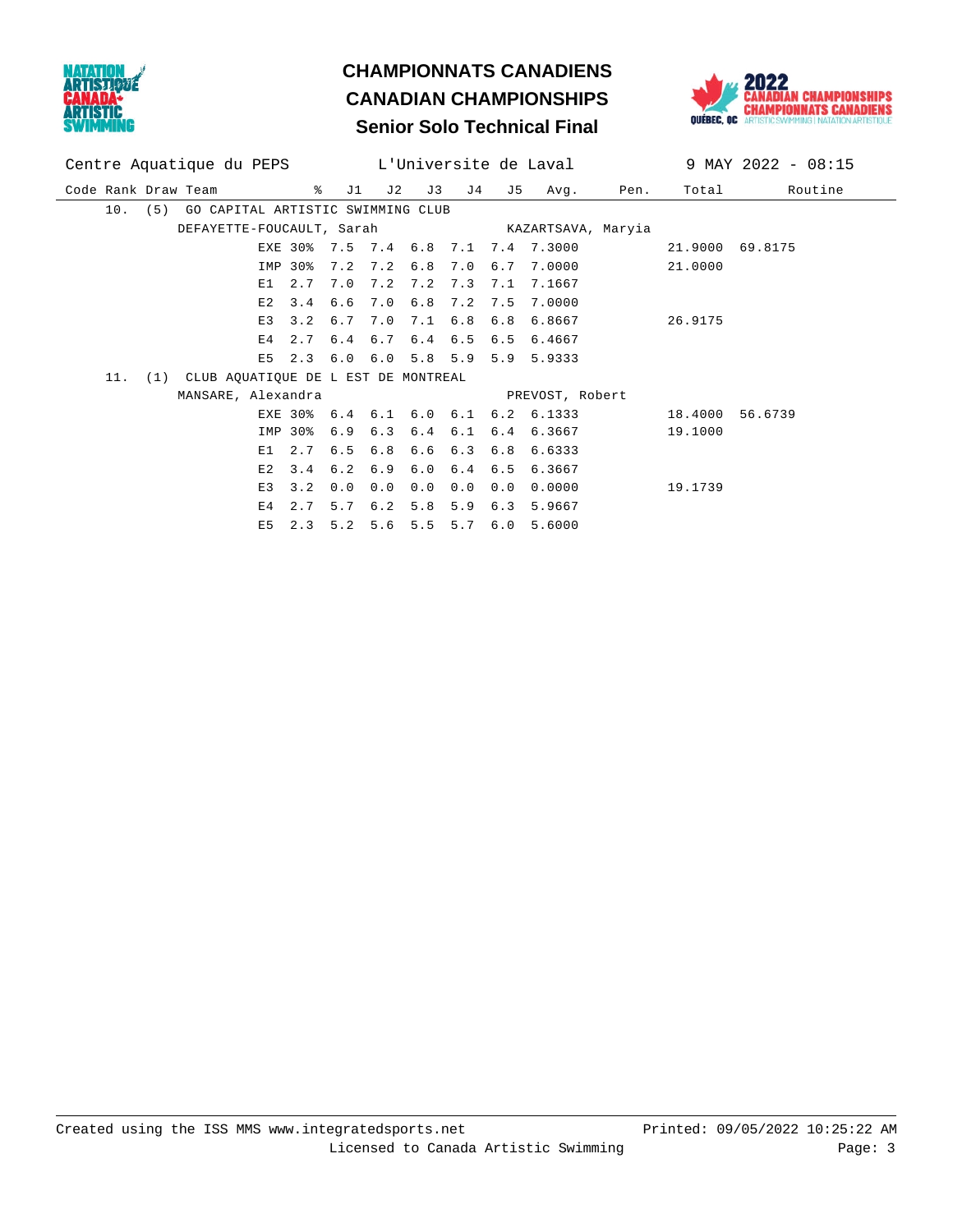# CHAMPIONNATS CANADIENS
# CANADIAN CHAMPIONSHIPS
## Senior Solo Technical Final

Centre Aquatique du PEPS — L'Universite de Laval — 9 MAY 2022 - 08:15

| Code | Rank | Draw | Team | | % | J1 | J2 | J3 | J4 | J5 | Avg. | Pen. | Total | Routine |
|---|---|---|---|---|---|---|---|---|---|---|---|---|---|---|
| | 10. | (5) | GO CAPITAL ARTISTIC SWIMMING CLUB | | | | | | | | | | | |
| | | | DEFAYETTE-FOUCAULT, Sarah | | | | | | | | KAZARTSAVA, Maryia | | | |
| | | | | EXE | 30% | 7.5 | 7.4 | 6.8 | 7.1 | 7.4 | 7.3000 | | 21.9000 | 69.8175 |
| | | | | IMP | 30% | 7.2 | 7.2 | 6.8 | 7.0 | 6.7 | 7.0000 | | 21.0000 | |
| | | | | E1 | 2.7 | 7.0 | 7.2 | 7.2 | 7.3 | 7.1 | 7.1667 | | | |
| | | | | E2 | 3.4 | 6.6 | 7.0 | 6.8 | 7.2 | 7.5 | 7.0000 | | | |
| | | | | E3 | 3.2 | 6.7 | 7.0 | 7.1 | 6.8 | 6.8 | 6.8667 | | 26.9175 | |
| | | | | E4 | 2.7 | 6.4 | 6.7 | 6.4 | 6.5 | 6.5 | 6.4667 | | | |
| | | | | E5 | 2.3 | 6.0 | 6.0 | 5.8 | 5.9 | 5.9 | 5.9333 | | | |
| | 11. | (1) | CLUB AQUATIQUE DE L EST DE MONTREAL | | | | | | | | | | | |
| | | | MANSARE, Alexandra | | | | | | | | PREVOST, Robert | | | |
| | | | | EXE | 30% | 6.4 | 6.1 | 6.0 | 6.1 | 6.2 | 6.1333 | | 18.4000 | 56.6739 |
| | | | | IMP | 30% | 6.9 | 6.3 | 6.4 | 6.1 | 6.4 | 6.3667 | | 19.1000 | |
| | | | | E1 | 2.7 | 6.5 | 6.8 | 6.6 | 6.3 | 6.8 | 6.6333 | | | |
| | | | | E2 | 3.4 | 6.2 | 6.9 | 6.0 | 6.4 | 6.5 | 6.3667 | | | |
| | | | | E3 | 3.2 | 0.0 | 0.0 | 0.0 | 0.0 | 0.0 | 0.0000 | | 19.1739 | |
| | | | | E4 | 2.7 | 5.7 | 6.2 | 5.8 | 5.9 | 6.3 | 5.9667 | | | |
| | | | | E5 | 2.3 | 5.2 | 5.6 | 5.5 | 5.7 | 6.0 | 5.6000 | | | |

Created using the ISS MMS www.integratedsports.net — Printed: 09/05/2022 10:25:22 AM

Licensed to Canada Artistic Swimming